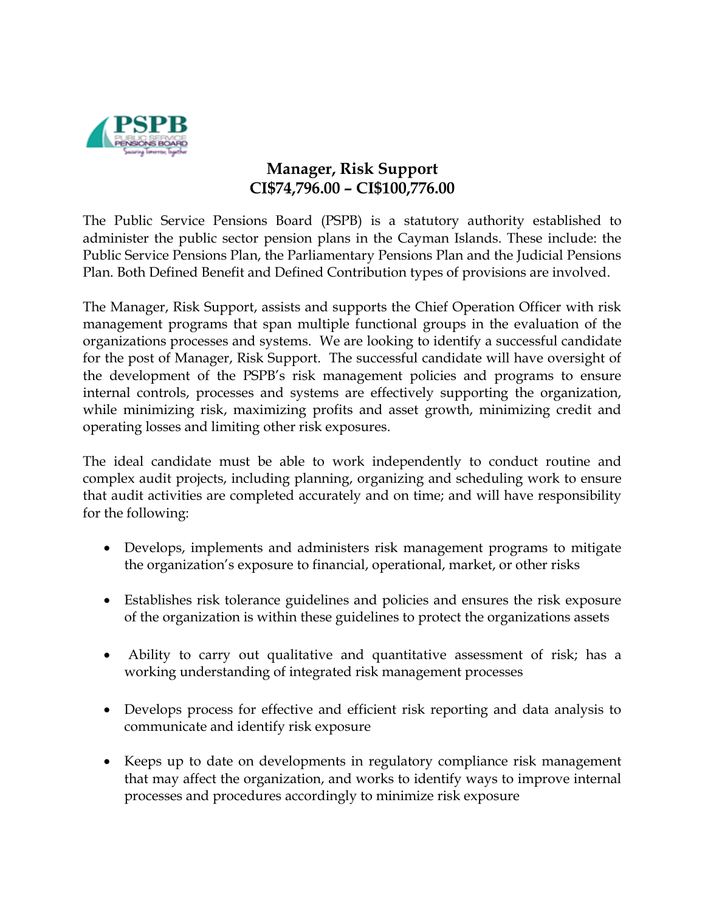# Manager, Risk Support
## CI$74,796.00 – CI$100,776.00

The Public Service Pensions Board (PSPB) is a statutory authority established to administer the public sector pension plans in the Cayman Islands. These include: the Public Service Pensions Plan, the Parliamentary Pensions Plan and the Judicial Pensions Plan. Both Defined Benefit and Defined Contribution types of provisions are involved.

The Manager, Risk Support, assists and supports the Chief Operation Officer with risk management programs that span multiple functional groups in the evaluation of the organizations processes and systems. We are looking to identify a successful candidate for the post of Manager, Risk Support. The successful candidate will have oversight of the development of the PSPB's risk management policies and programs to ensure internal controls, processes and systems are effectively supporting the organization, while minimizing risk, maximizing profits and asset growth, minimizing credit and operating losses and limiting other risk exposures.

The ideal candidate must be able to work independently to conduct routine and complex audit projects, including planning, organizing and scheduling work to ensure that audit activities are completed accurately and on time; and will have responsibility for the following:

- Develops, implements and administers risk management programs to mitigate the organization's exposure to financial, operational, market, or other risks
- Establishes risk tolerance guidelines and policies and ensures the risk exposure of the organization is within these guidelines to protect the organizations assets
- Ability to carry out qualitative and quantitative assessment of risk; has a working understanding of integrated risk management processes
- Develops process for effective and efficient risk reporting and data analysis to communicate and identify risk exposure
- Keeps up to date on developments in regulatory compliance risk management that may affect the organization, and works to identify ways to improve internal processes and procedures accordingly to minimize risk exposure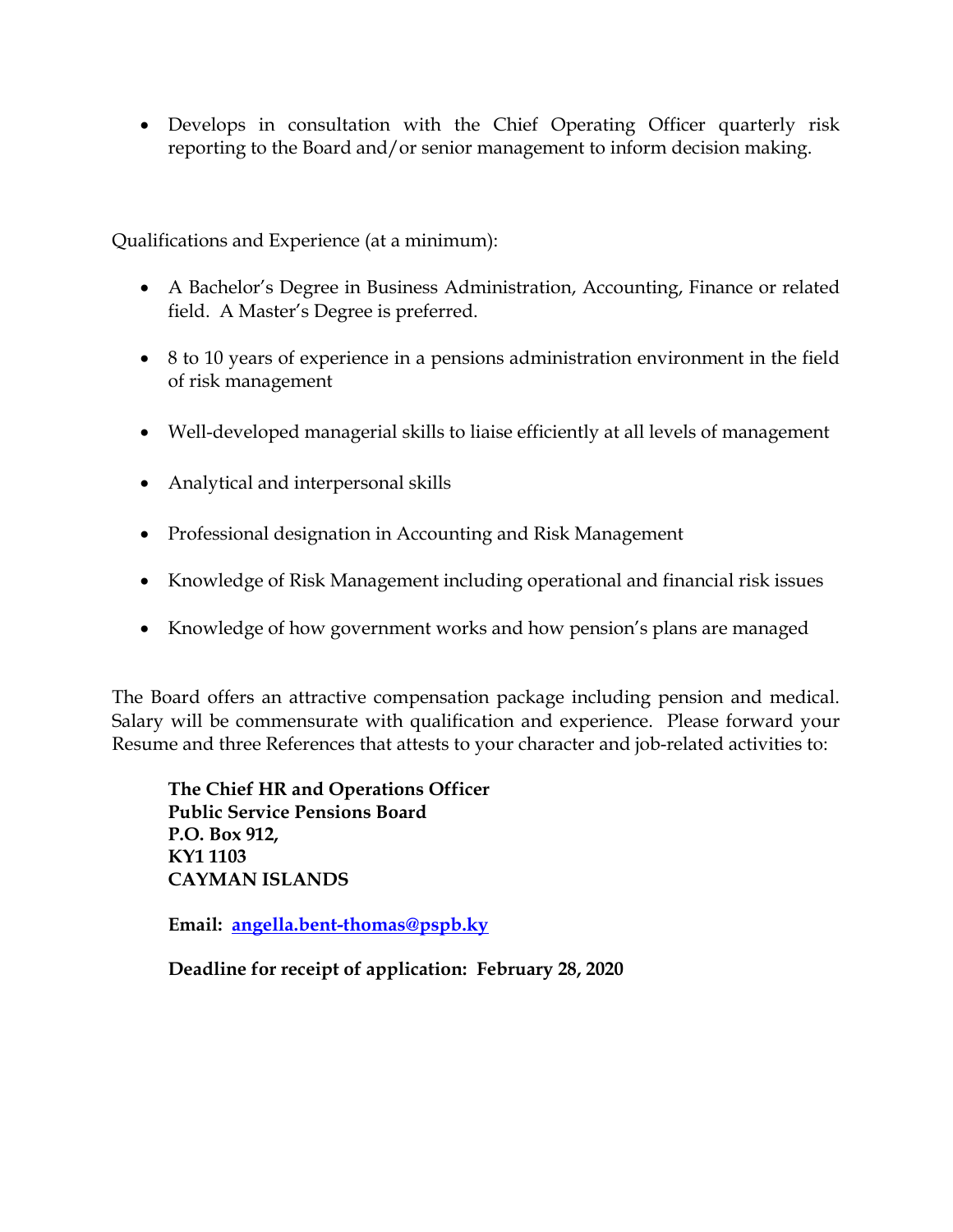- Develops in consultation with the Chief Operating Officer quarterly risk reporting to the Board and/or senior management to inform decision making.

Qualifications and Experience (at a minimum):

- A Bachelor's Degree in Business Administration, Accounting, Finance or related field. A Master's Degree is preferred.
- 8 to 10 years of experience in a pensions administration environment in the field of risk management
- Well-developed managerial skills to liaise efficiently at all levels of management
- Analytical and interpersonal skills
- Professional designation in Accounting and Risk Management
- Knowledge of Risk Management including operational and financial risk issues
- Knowledge of how government works and how pension's plans are managed

The Board offers an attractive compensation package including pension and medical. Salary will be commensurate with qualification and experience. Please forward your Resume and three References that attests to your character and job-related activities to:

**The Chief HR and Operations Officer**
**Public Service Pensions Board**
**P.O. Box 912,**
**KY1 1103**
**CAYMAN ISLANDS**

**Email: angella.bent-thomas@pspb.ky**

**Deadline for receipt of application: February 28, 2020**